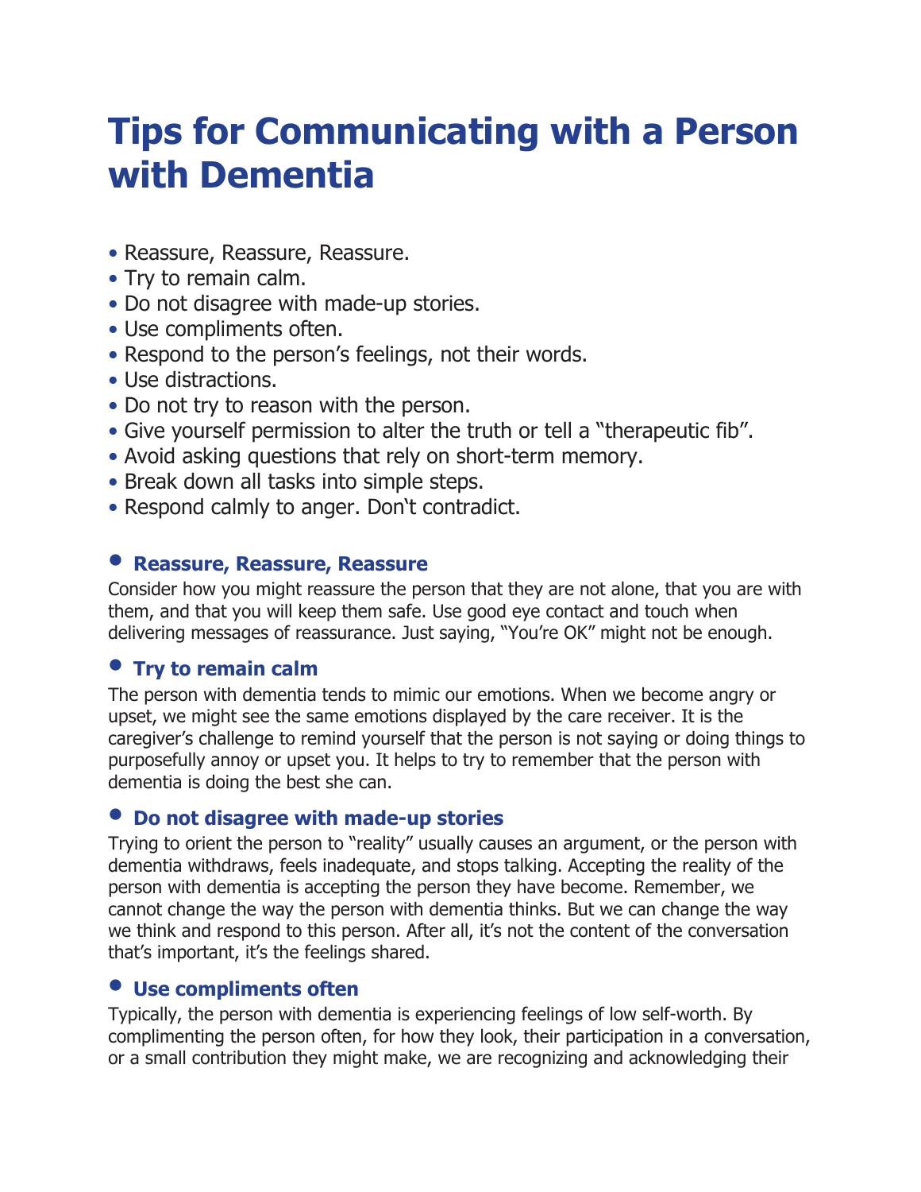# Tips for Communicating with a Person with Dementia

- Reassure, Reassure, Reassure.
- Try to remain calm.
- Do not disagree with made-up stories.
- Use compliments often.
- Respond to the person's feelings, not their words.
- Use distractions.
- Do not try to reason with the person.
- Give yourself permission to alter the truth or tell a "therapeutic fib".
- Avoid asking questions that rely on short-term memory.
- Break down all tasks into simple steps.
- Respond calmly to anger. Don't contradict.

### Reassure, Reassure, Reassure

Consider how you might reassure the person that they are not alone, that you are with them, and that you will keep them safe. Use good eye contact and touch when delivering messages of reassurance. Just saying, "You're OK" might not be enough.

### Try to remain calm

The person with dementia tends to mimic our emotions. When we become angry or upset, we might see the same emotions displayed by the care receiver. It is the caregiver's challenge to remind yourself that the person is not saying or doing things to purposefully annoy or upset you. It helps to try to remember that the person with dementia is doing the best she can.

### Do not disagree with made-up stories

Trying to orient the person to "reality" usually causes an argument, or the person with dementia withdraws, feels inadequate, and stops talking. Accepting the reality of the person with dementia is accepting the person they have become. Remember, we cannot change the way the person with dementia thinks. But we can change the way we think and respond to this person. After all, it's not the content of the conversation that's important, it's the feelings shared.

### Use compliments often

Typically, the person with dementia is experiencing feelings of low self-worth. By complimenting the person often, for how they look, their participation in a conversation, or a small contribution they might make, we are recognizing and acknowledging their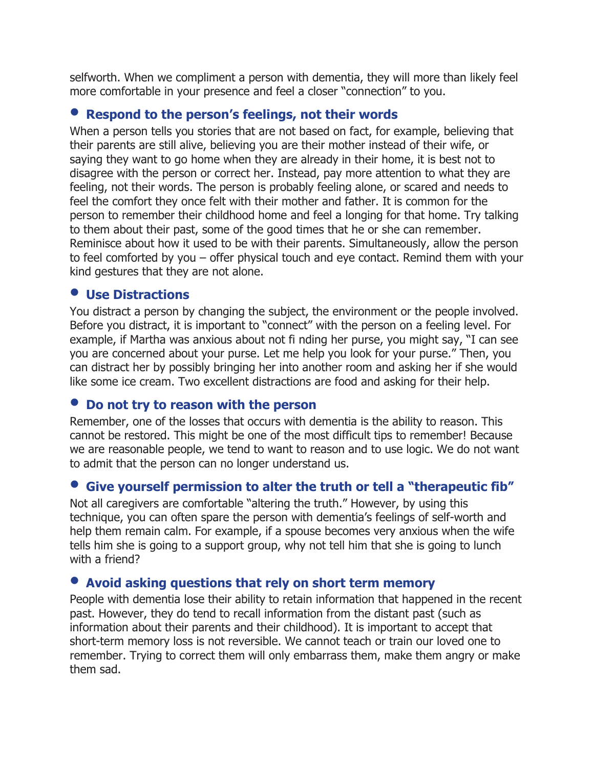selfworth. When we compliment a person with dementia, they will more than likely feel more comfortable in your presence and feel a closer "connection" to you.

- **Respond to the person's feelings, not their words**

When a person tells you stories that are not based on fact, for example, believing that their parents are still alive, believing you are their mother instead of their wife, or saying they want to go home when they are already in their home, it is best not to disagree with the person or correct her. Instead, pay more attention to what they are feeling, not their words. The person is probably feeling alone, or scared and needs to feel the comfort they once felt with their mother and father. It is common for the person to remember their childhood home and feel a longing for that home. Try talking to them about their past, some of the good times that he or she can remember. Reminisce about how it used to be with their parents. Simultaneously, allow the person to feel comforted by you – offer physical touch and eye contact. Remind them with your kind gestures that they are not alone.

- **Use Distractions**

You distract a person by changing the subject, the environment or the people involved. Before you distract, it is important to "connect" with the person on a feeling level. For example, if Martha was anxious about not fi nding her purse, you might say, "I can see you are concerned about your purse. Let me help you look for your purse." Then, you can distract her by possibly bringing her into another room and asking her if she would like some ice cream. Two excellent distractions are food and asking for their help.

- **Do not try to reason with the person**

Remember, one of the losses that occurs with dementia is the ability to reason. This cannot be restored. This might be one of the most difficult tips to remember! Because we are reasonable people, we tend to want to reason and to use logic. We do not want to admit that the person can no longer understand us.

- **Give yourself permission to alter the truth or tell a "therapeutic fib"**

Not all caregivers are comfortable "altering the truth." However, by using this technique, you can often spare the person with dementia's feelings of self-worth and help them remain calm. For example, if a spouse becomes very anxious when the wife tells him she is going to a support group, why not tell him that she is going to lunch with a friend?

- **Avoid asking questions that rely on short term memory**

People with dementia lose their ability to retain information that happened in the recent past. However, they do tend to recall information from the distant past (such as information about their parents and their childhood). It is important to accept that short-term memory loss is not reversible. We cannot teach or train our loved one to remember. Trying to correct them will only embarrass them, make them angry or make them sad.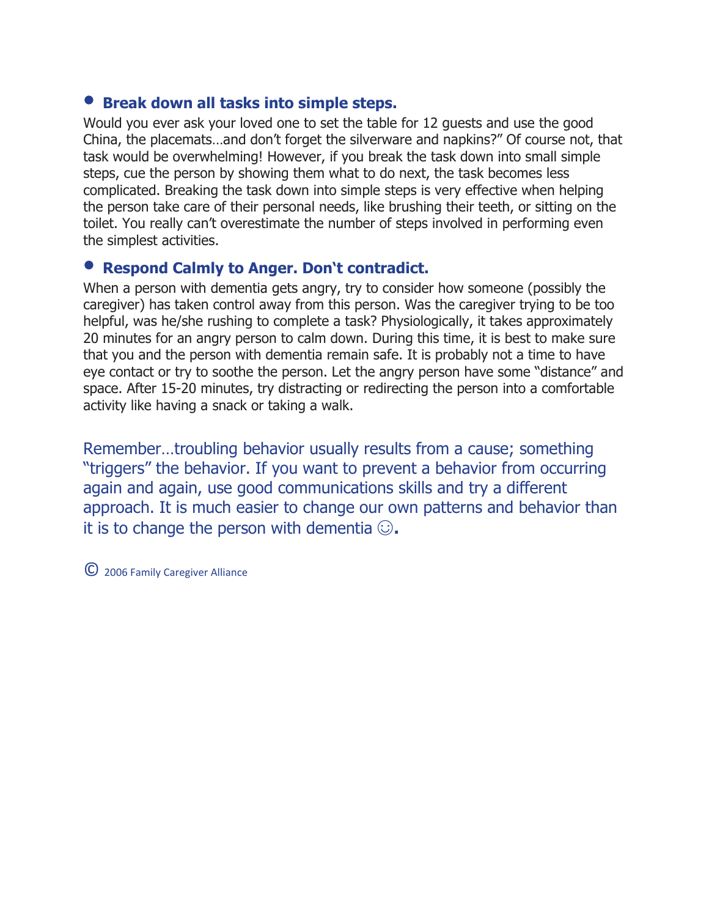- **Break down all tasks into simple steps.**

Would you ever ask your loved one to set the table for 12 guests and use the good China, the placemats…and don't forget the silverware and napkins?" Of course not, that task would be overwhelming! However, if you break the task down into small simple steps, cue the person by showing them what to do next, the task becomes less complicated. Breaking the task down into simple steps is very effective when helping the person take care of their personal needs, like brushing their teeth, or sitting on the toilet. You really can't overestimate the number of steps involved in performing even the simplest activities.

- **Respond Calmly to Anger. Don't contradict.**

When a person with dementia gets angry, try to consider how someone (possibly the caregiver) has taken control away from this person. Was the caregiver trying to be too helpful, was he/she rushing to complete a task? Physiologically, it takes approximately 20 minutes for an angry person to calm down. During this time, it is best to make sure that you and the person with dementia remain safe. It is probably not a time to have eye contact or try to soothe the person. Let the angry person have some "distance" and space. After 15-20 minutes, try distracting or redirecting the person into a comfortable activity like having a snack or taking a walk.

Remember…troubling behavior usually results from a cause; something "triggers" the behavior. If you want to prevent a behavior from occurring again and again, use good communications skills and try a different approach. It is much easier to change our own patterns and behavior than it is to change the person with dementia ☺**.**

© 2006 Family Caregiver Alliance